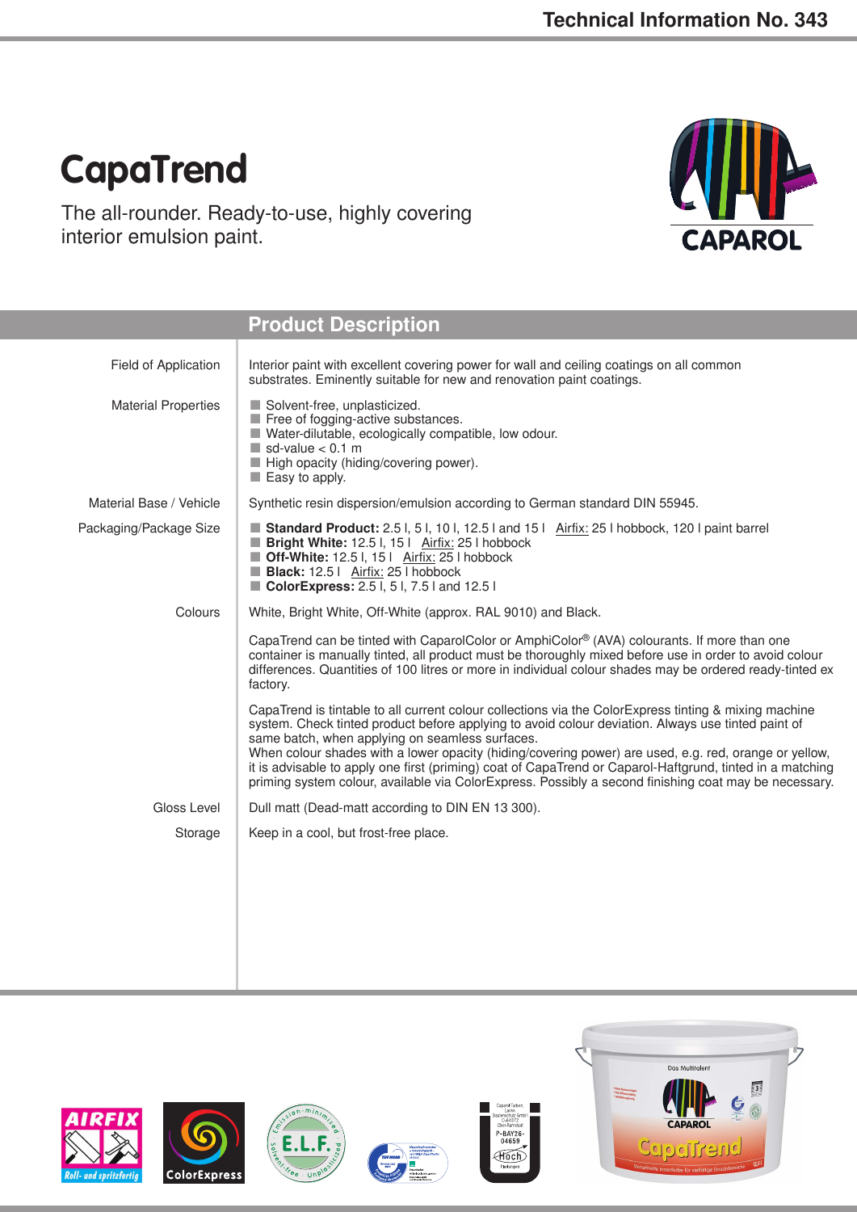# CapaTrend

The all-rounder. Ready-to-use, highly covering interior emulsion paint.

## Product Description

**Field of Application**

Interior paint with excellent covering power for wall and ceiling coatings on all common substrates. Eminently suitable for new and renovation paint coatings.

**Material Properties**

- Solvent-free, unplasticized.
- Free of fogging-active substances.
- Water-dilutable, ecologically compatible, low odour.
- sd-value < 0.1 m
- High opacity (hiding/covering power).
- Easy to apply.

**Material Base / Vehicle**

Synthetic resin dispersion/emulsion according to German standard DIN 55945.

**Packaging/Package Size**

- **Standard Product:** 2.5 l, 5 l, 10 l, 12.5 l and 15 l   Airfix: 25 l hobbock, 120 l paint barrel
- **Bright White:** 12.5 l, 15 l   Airfix: 25 l hobbock
- **Off-White:** 12.5 l, 15 l   Airfix: 25 l hobbock
- **Black:** 12.5 l   Airfix: 25 l hobbock
- **ColorExpress:** 2.5 l, 5 l, 7.5 l and 12.5 l

**Colours**

White, Bright White, Off-White (approx. RAL 9010) and Black.

CapaTrend can be tinted with CaparolColor or AmphiColor® (AVA) colourants. If more than one container is manually tinted, all product must be thoroughly mixed before use in order to avoid colour differences. Quantities of 100 litres or more in individual colour shades may be ordered ready-tinted ex factory.

CapaTrend is tintable to all current colour collections via the ColorExpress tinting & mixing machine system. Check tinted product before applying to avoid colour deviation. Always use tinted paint of same batch, when applying on seamless surfaces.
When colour shades with a lower opacity (hiding/covering power) are used, e.g. red, orange or yellow, it is advisable to apply one first (priming) coat of CapaTrend or Caparol-Haftgrund, tinted in a matching priming system colour, available via ColorExpress. Possibly a second finishing coat may be necessary.

**Gloss Level**

Dull matt (Dead-matt according to DIN EN 13 300).

**Storage**

Keep in a cool, but frost-free place.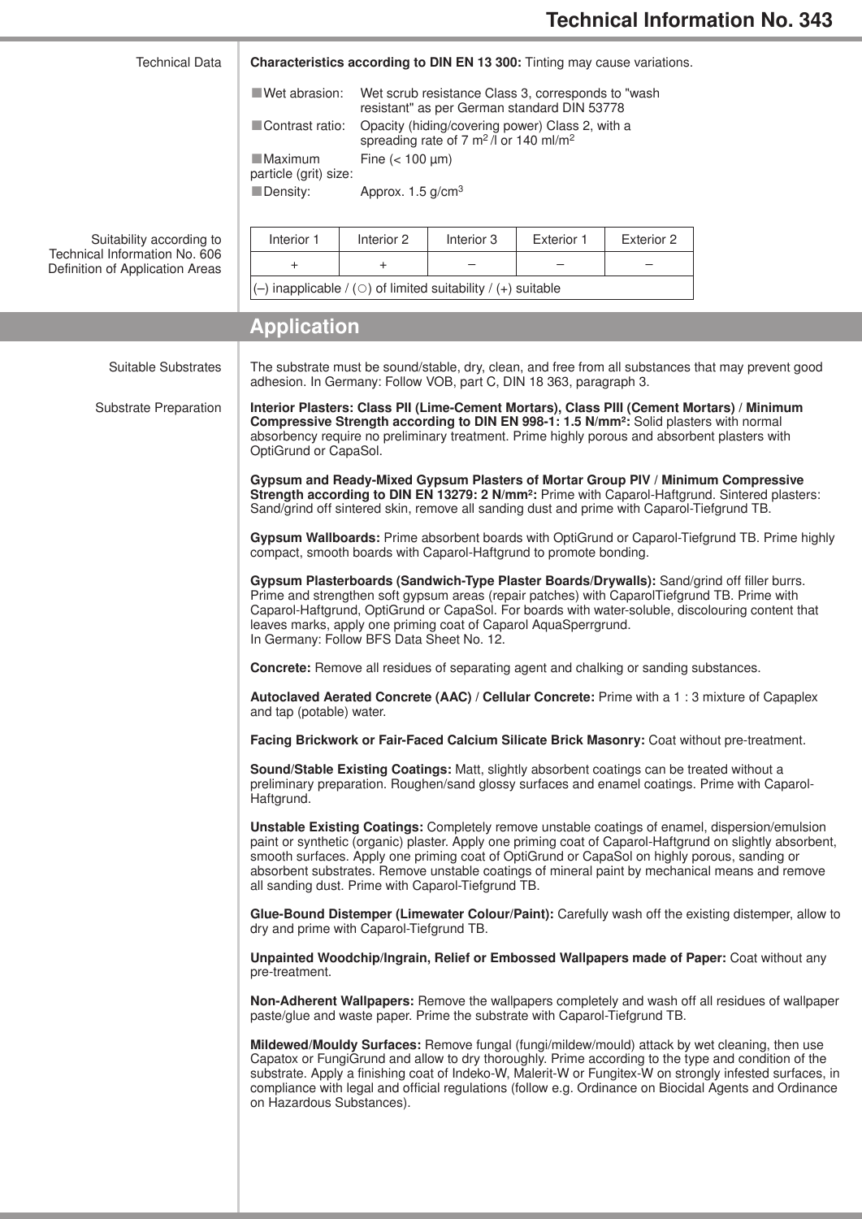### Technical Data

**Characteristics according to DIN EN 13 300:** Tinting may cause variations.

- **Wet abrasion:** Wet scrub resistance Class 3, corresponds to "wash resistant" as per German standard DIN 53778
- **Contrast ratio:** Opacity (hiding/covering power) Class 2, with a spreading rate of 7 $m^2$/l or 140 ml/$m^2$
- **Maximum particle (grit) size:** Fine (< 100 µm)
- **Density:** Approx. 1.5 g/$cm^3$

### Suitability according to Technical Information No. 606 Definition of Application Areas

| Interior 1 | Interior 2 | Interior 3 | Exterior 1 | Exterior 2 |
|---|---|---|---|---|
| + | + | – | – | – |

(–) inapplicable / (○) of limited suitability / (+) suitable

## Application

### Suitable Substrates

The substrate must be sound/stable, dry, clean, and free from all substances that may prevent good adhesion. In Germany: Follow VOB, part C, DIN 18 363, paragraph 3.

### Substrate Preparation

**Interior Plasters: Class PII (Lime-Cement Mortars), Class PIII (Cement Mortars) / Minimum Compressive Strength according to DIN EN 998-1: 1.5 N/mm²:** Solid plasters with normal absorbency require no preliminary treatment. Prime highly porous and absorbent plasters with OptiGrund or CapaSol.

**Gypsum and Ready-Mixed Gypsum Plasters of Mortar Group PIV / Minimum Compressive Strength according to DIN EN 13279: 2 N/mm²:** Prime with Caparol-Haftgrund. Sintered plasters: Sand/grind off sintered skin, remove all sanding dust and prime with Caparol-Tiefgrund TB.

**Gypsum Wallboards:** Prime absorbent boards with OptiGrund or Caparol-Tiefgrund TB. Prime highly compact, smooth boards with Caparol-Haftgrund to promote bonding.

**Gypsum Plasterboards (Sandwich-Type Plaster Boards/Drywalls):** Sand/grind off filler burrs. Prime and strengthen soft gypsum areas (repair patches) with CaparolTiefgrund TB. Prime with Caparol-Haftgrund, OptiGrund or CapaSol. For boards with water-soluble, discolouring content that leaves marks, apply one priming coat of Caparol AquaSperrgrund.
In Germany: Follow BFS Data Sheet No. 12.

**Concrete:** Remove all residues of separating agent and chalking or sanding substances.

**Autoclaved Aerated Concrete (AAC) / Cellular Concrete:** Prime with a 1 : 3 mixture of Capaplex and tap (potable) water.

**Facing Brickwork or Fair-Faced Calcium Silicate Brick Masonry:** Coat without pre-treatment.

**Sound/Stable Existing Coatings:** Matt, slightly absorbent coatings can be treated without a preliminary preparation. Roughen/sand glossy surfaces and enamel coatings. Prime with Caparol-Haftgrund.

**Unstable Existing Coatings:** Completely remove unstable coatings of enamel, dispersion/emulsion paint or synthetic (organic) plaster. Apply one priming coat of Caparol-Haftgrund on slightly absorbent, smooth surfaces. Apply one priming coat of OptiGrund or CapaSol on highly porous, sanding or absorbent substrates. Remove unstable coatings of mineral paint by mechanical means and remove all sanding dust. Prime with Caparol-Tiefgrund TB.

**Glue-Bound Distemper (Limewater Colour/Paint):** Carefully wash off the existing distemper, allow to dry and prime with Caparol-Tiefgrund TB.

**Unpainted Woodchip/Ingrain, Relief or Embossed Wallpapers made of Paper:** Coat without any pre-treatment.

**Non-Adherent Wallpapers:** Remove the wallpapers completely and wash off all residues of wallpaper paste/glue and waste paper. Prime the substrate with Caparol-Tiefgrund TB.

**Mildewed/Mouldy Surfaces:** Remove fungal (fungi/mildew/mould) attack by wet cleaning, then use Capatox or FungiGrund and allow to dry thoroughly. Prime according to the type and condition of the substrate. Apply a finishing coat of Indeko-W, Malerit-W or Fungitex-W on strongly infested surfaces, in compliance with legal and official regulations (follow e.g. Ordinance on Biocidal Agents and Ordinance on Hazardous Substances).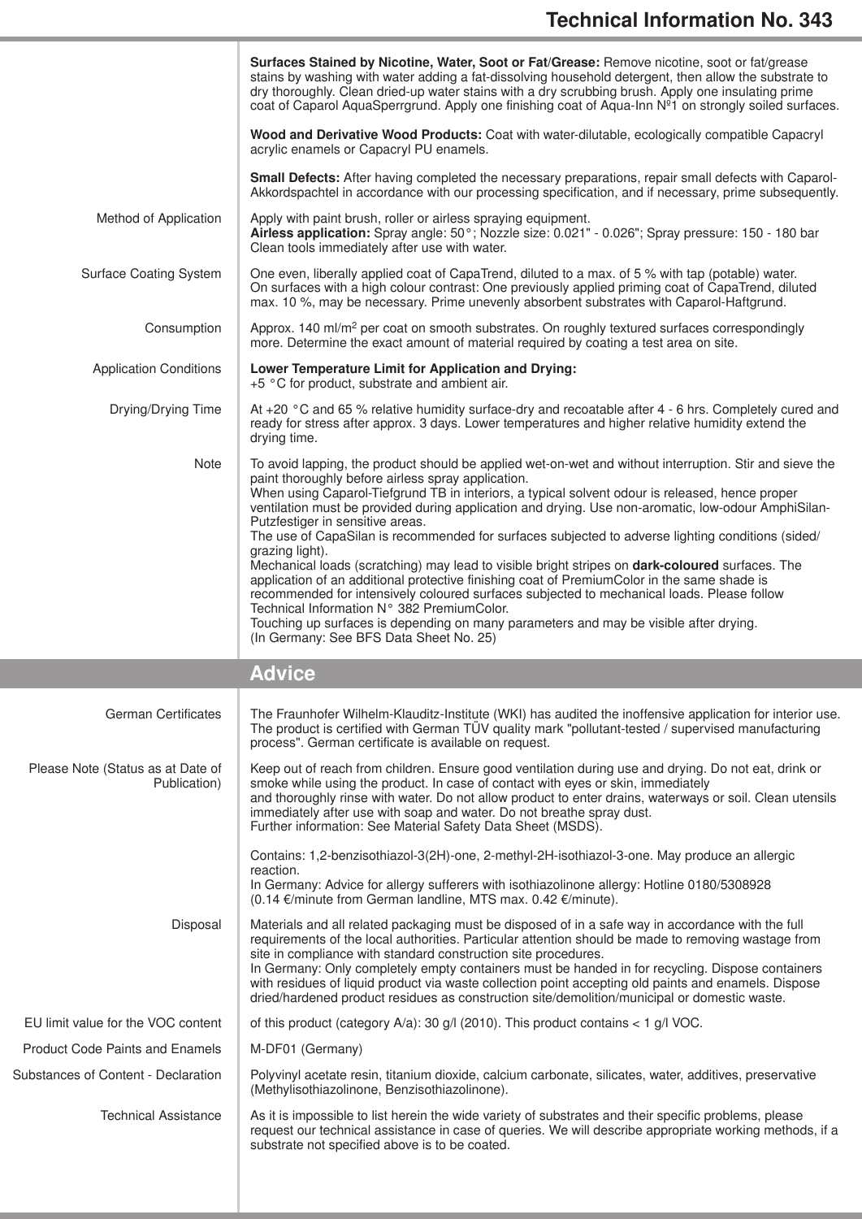**Surfaces Stained by Nicotine, Water, Soot or Fat/Grease:** Remove nicotine, soot or fat/grease stains by washing with water adding a fat-dissolving household detergent, then allow the substrate to dry thoroughly. Clean dried-up water stains with a dry scrubbing brush. Apply one insulating prime coat of Caparol AquaSperrgrund. Apply one finishing coat of Aqua-Inn Nº1 on strongly soiled surfaces.

**Wood and Derivative Wood Products:** Coat with water-dilutable, ecologically compatible Capacryl acrylic enamels or Capacryl PU enamels.

**Small Defects:** After having completed the necessary preparations, repair small defects with Caparol-Akkordspachtel in accordance with our processing specification, and if necessary, prime subsequently.

**Method of Application**

Apply with paint brush, roller or airless spraying equipment.
**Airless application:** Spray angle: 50°; Nozzle size: 0.021" - 0.026"; Spray pressure: 150 - 180 bar
Clean tools immediately after use with water.

**Surface Coating System**

One even, liberally applied coat of CapaTrend, diluted to a max. of 5 % with tap (potable) water.
On surfaces with a high colour contrast: One previously applied priming coat of CapaTrend, diluted max. 10 %, may be necessary. Prime unevenly absorbent substrates with Caparol-Haftgrund.

**Consumption**

Approx. 140 ml/m² per coat on smooth substrates. On roughly textured surfaces correspondingly more. Determine the exact amount of material required by coating a test area on site.

**Application Conditions**

**Lower Temperature Limit for Application and Drying:**
+5 °C for product, substrate and ambient air.

**Drying/Drying Time**

At +20 °C and 65 % relative humidity surface-dry and recoatable after 4 - 6 hrs. Completely cured and ready for stress after approx. 3 days. Lower temperatures and higher relative humidity extend the drying time.

**Note**

To avoid lapping, the product should be applied wet-on-wet and without interruption. Stir and sieve the paint thoroughly before airless spray application.
When using Caparol-Tiefgrund TB in interiors, a typical solvent odour is released, hence proper ventilation must be provided during application and drying. Use non-aromatic, low-odour AmphiSilan-Putzfestiger in sensitive areas.
The use of CapaSilan is recommended for surfaces subjected to adverse lighting conditions (sided/grazing light).
Mechanical loads (scratching) may lead to visible bright stripes on **dark-coloured** surfaces. The application of an additional protective finishing coat of PremiumColor in the same shade is recommended for intensively coloured surfaces subjected to mechanical loads. Please follow Technical Information N° 382 PremiumColor.
Touching up surfaces is depending on many parameters and may be visible after drying.
(In Germany: See BFS Data Sheet No. 25)

## Advice

**German Certificates**

The Fraunhofer Wilhelm-Klauditz-Institute (WKI) has audited the inoffensive application for interior use. The product is certified with German TÜV quality mark "pollutant-tested / supervised manufacturing process". German certificate is available on request.

**Please Note (Status as at Date of Publication)**

Keep out of reach from children. Ensure good ventilation during use and drying. Do not eat, drink or smoke while using the product. In case of contact with eyes or skin, immediately
and thoroughly rinse with water. Do not allow product to enter drains, waterways or soil. Clean utensils immediately after use with soap and water. Do not breathe spray dust.
Further information: See Material Safety Data Sheet (MSDS).

Contains: 1,2-benzisothiazol-3(2H)-one, 2-methyl-2H-isothiazol-3-one. May produce an allergic reaction.
In Germany: Advice for allergy sufferers with isothiazolinone allergy: Hotline 0180/5308928
(0.14 €/minute from German landline, MTS max. 0.42 €/minute).

**Disposal**

Materials and all related packaging must be disposed of in a safe way in accordance with the full requirements of the local authorities. Particular attention should be made to removing wastage from site in compliance with standard construction site procedures.
In Germany: Only completely empty containers must be handed in for recycling. Dispose containers with residues of liquid product via waste collection point accepting old paints and enamels. Dispose dried/hardened product residues as construction site/demolition/municipal or domestic waste.

**EU limit value for the VOC content**

of this product (category A/a): 30 g/l (2010). This product contains < 1 g/l VOC.

**Product Code Paints and Enamels**

M-DF01 (Germany)

**Substances of Content - Declaration**

Polyvinyl acetate resin, titanium dioxide, calcium carbonate, silicates, water, additives, preservative (Methylisothiazolinone, Benzisothiazolinone).

**Technical Assistance**

As it is impossible to list herein the wide variety of substrates and their specific problems, please request our technical assistance in case of queries. We will describe appropriate working methods, if a substrate not specified above is to be coated.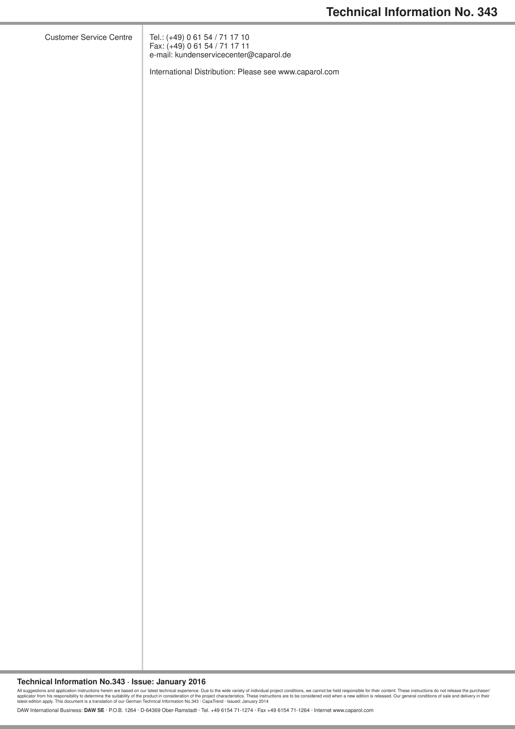Customer Service Centre

Tel.: (+49) 0 61 54 / 71 17 10
Fax: (+49) 0 61 54 / 71 17 11
e-mail: kundenservicecenter@caparol.de

International Distribution: Please see www.caparol.com

**Technical Information No.343 · Issue: January 2016**

All suggestions and application instructions herein are based on our latest technical experience. Due to the wide variety of individual project conditions, we cannot be held responsible for their content. These instructions do not release the purchaser/applicator from his responsibility to determine the suitability of the product in consideration of the project characteristics. These instructions are to be considered void when a new edition is released. Our general conditions of sale and delivery in their latest edition apply. This document is a translation of our German Technical Information No.343 · CapaTrend · Issued: January 2014

DAW International Business: **DAW SE** · P.O.B. 1264 · D-64369 Ober-Ramstadt · Tel. +49 6154 71-1274 · Fax +49 6154 71-1264 · Internet www.caparol.com